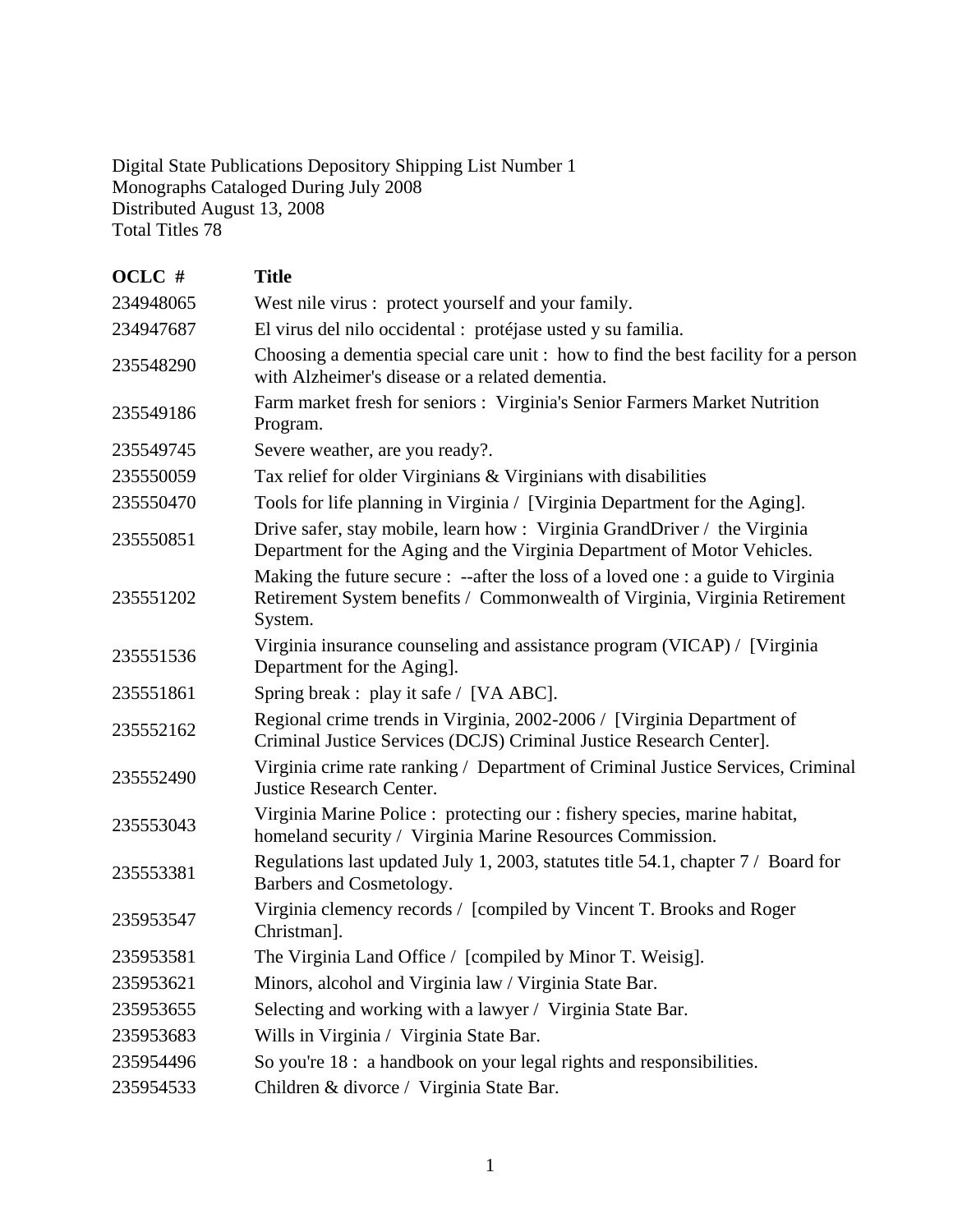Digital State Publications Depository Shipping List Number 1
Monographs Cataloged During July 2008
Distributed August 13, 2008
Total Titles 78

| OCLC # | Title |
|---|---|
| 234948065 | West nile virus : protect yourself and your family. |
| 234947687 | El virus del nilo occidental : protéjase usted y su familia. |
| 235548290 | Choosing a dementia special care unit : how to find the best facility for a person with Alzheimer's disease or a related dementia. |
| 235549186 | Farm market fresh for seniors : Virginia's Senior Farmers Market Nutrition Program. |
| 235549745 | Severe weather, are you ready?. |
| 235550059 | Tax relief for older Virginians & Virginians with disabilities |
| 235550470 | Tools for life planning in Virginia / [Virginia Department for the Aging]. |
| 235550851 | Drive safer, stay mobile, learn how : Virginia GrandDriver / the Virginia Department for the Aging and the Virginia Department of Motor Vehicles. |
| 235551202 | Making the future secure : --after the loss of a loved one : a guide to Virginia Retirement System benefits / Commonwealth of Virginia, Virginia Retirement System. |
| 235551536 | Virginia insurance counseling and assistance program (VICAP) / [Virginia Department for the Aging]. |
| 235551861 | Spring break : play it safe / [VA ABC]. |
| 235552162 | Regional crime trends in Virginia, 2002-2006 / [Virginia Department of Criminal Justice Services (DCJS) Criminal Justice Research Center]. |
| 235552490 | Virginia crime rate ranking / Department of Criminal Justice Services, Criminal Justice Research Center. |
| 235553043 | Virginia Marine Police : protecting our : fishery species, marine habitat, homeland security / Virginia Marine Resources Commission. |
| 235553381 | Regulations last updated July 1, 2003, statutes title 54.1, chapter 7 / Board for Barbers and Cosmetology. |
| 235953547 | Virginia clemency records / [compiled by Vincent T. Brooks and Roger Christman]. |
| 235953581 | The Virginia Land Office / [compiled by Minor T. Weisig]. |
| 235953621 | Minors, alcohol and Virginia law / Virginia State Bar. |
| 235953655 | Selecting and working with a lawyer / Virginia State Bar. |
| 235953683 | Wills in Virginia / Virginia State Bar. |
| 235954496 | So you're 18 : a handbook on your legal rights and responsibilities. |
| 235954533 | Children & divorce / Virginia State Bar. |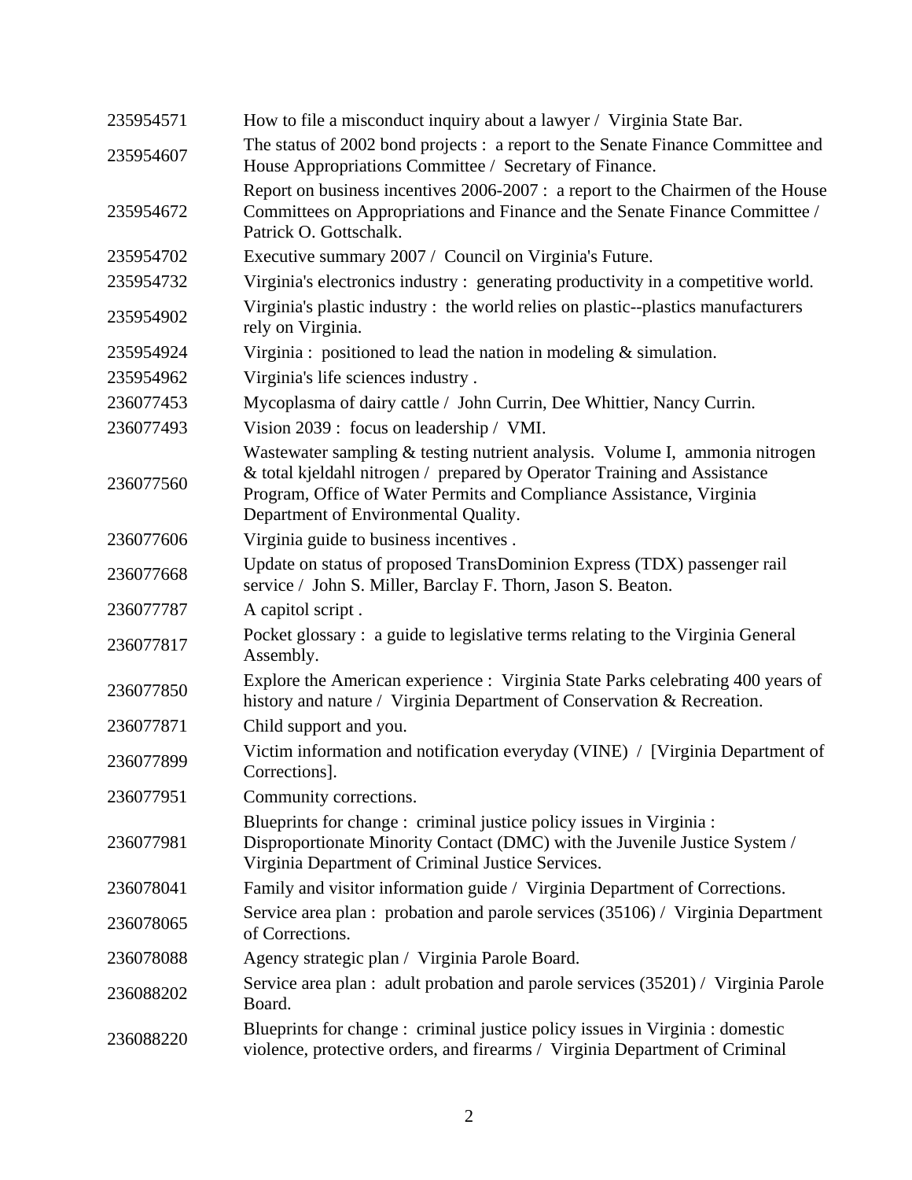| | |
|---|---|
| 235954571 | How to file a misconduct inquiry about a lawyer / Virginia State Bar. |
| 235954607 | The status of 2002 bond projects : a report to the Senate Finance Committee and House Appropriations Committee / Secretary of Finance. |
| 235954672 | Report on business incentives 2006-2007 : a report to the Chairmen of the House Committees on Appropriations and Finance and the Senate Finance Committee / Patrick O. Gottschalk. |
| 235954702 | Executive summary 2007 / Council on Virginia's Future. |
| 235954732 | Virginia's electronics industry : generating productivity in a competitive world. |
| 235954902 | Virginia's plastic industry : the world relies on plastic--plastics manufacturers rely on Virginia. |
| 235954924 | Virginia : positioned to lead the nation in modeling & simulation. |
| 235954962 | Virginia's life sciences industry . |
| 236077453 | Mycoplasma of dairy cattle / John Currin, Dee Whittier, Nancy Currin. |
| 236077493 | Vision 2039 : focus on leadership / VMI. |
| 236077560 | Wastewater sampling & testing nutrient analysis. Volume I, ammonia nitrogen & total kjeldahl nitrogen / prepared by Operator Training and Assistance Program, Office of Water Permits and Compliance Assistance, Virginia Department of Environmental Quality. |
| 236077606 | Virginia guide to business incentives . |
| 236077668 | Update on status of proposed TransDominion Express (TDX) passenger rail service / John S. Miller, Barclay F. Thorn, Jason S. Beaton. |
| 236077787 | A capitol script . |
| 236077817 | Pocket glossary : a guide to legislative terms relating to the Virginia General Assembly. |
| 236077850 | Explore the American experience : Virginia State Parks celebrating 400 years of history and nature / Virginia Department of Conservation & Recreation. |
| 236077871 | Child support and you. |
| 236077899 | Victim information and notification everyday (VINE) / [Virginia Department of Corrections]. |
| 236077951 | Community corrections. |
| 236077981 | Blueprints for change : criminal justice policy issues in Virginia : Disproportionate Minority Contact (DMC) with the Juvenile Justice System / Virginia Department of Criminal Justice Services. |
| 236078041 | Family and visitor information guide / Virginia Department of Corrections. |
| 236078065 | Service area plan : probation and parole services (35106) / Virginia Department of Corrections. |
| 236078088 | Agency strategic plan / Virginia Parole Board. |
| 236088202 | Service area plan : adult probation and parole services (35201) / Virginia Parole Board. |
| 236088220 | Blueprints for change : criminal justice policy issues in Virginia : domestic violence, protective orders, and firearms / Virginia Department of Criminal |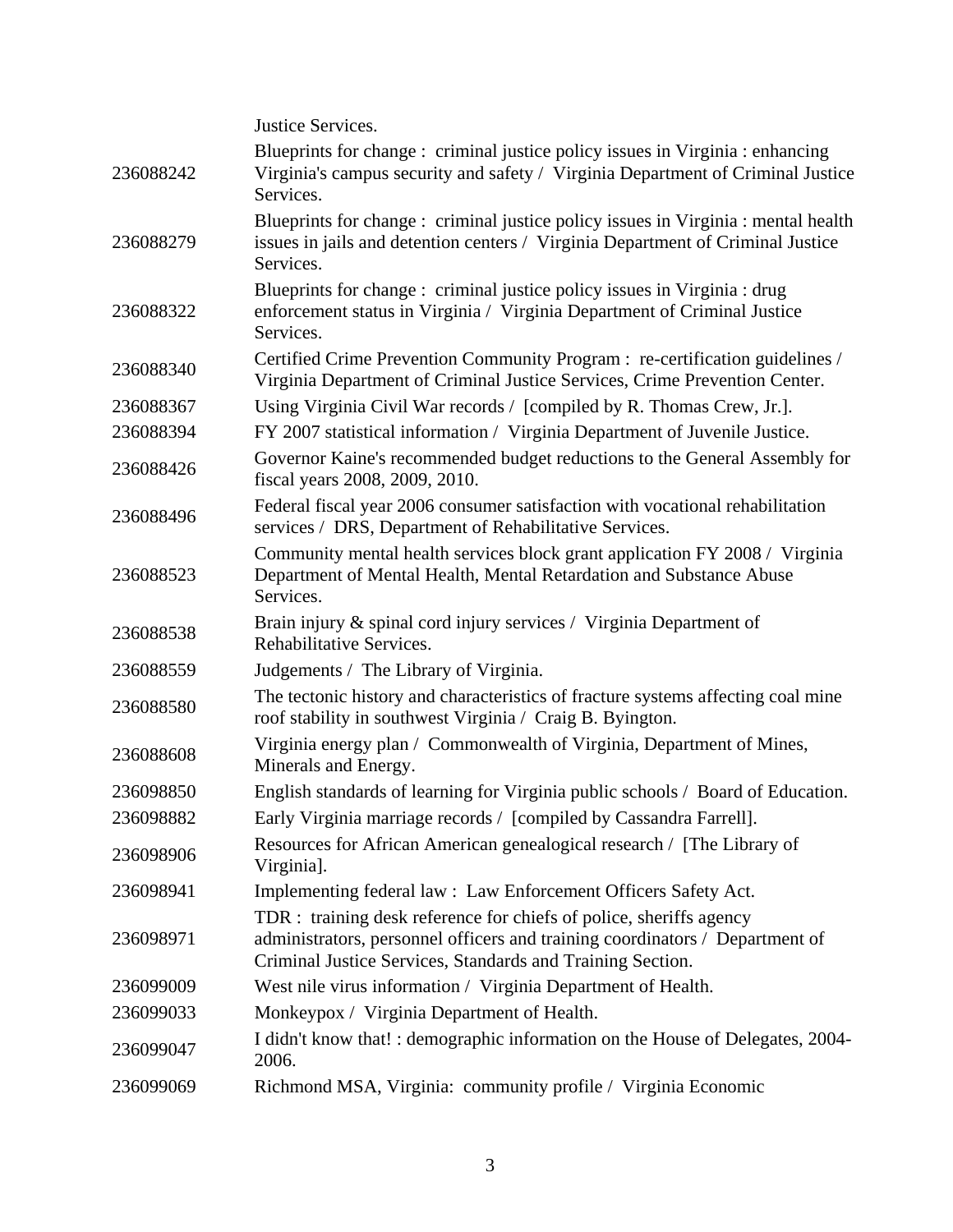|  | Justice Services. |
|---|---|
| 236088242 | Blueprints for change : criminal justice policy issues in Virginia : enhancing Virginia's campus security and safety / Virginia Department of Criminal Justice Services. |
| 236088279 | Blueprints for change : criminal justice policy issues in Virginia : mental health issues in jails and detention centers / Virginia Department of Criminal Justice Services. |
| 236088322 | Blueprints for change : criminal justice policy issues in Virginia : drug enforcement status in Virginia / Virginia Department of Criminal Justice Services. |
| 236088340 | Certified Crime Prevention Community Program : re-certification guidelines / Virginia Department of Criminal Justice Services, Crime Prevention Center. |
| 236088367 | Using Virginia Civil War records / [compiled by R. Thomas Crew, Jr.]. |
| 236088394 | FY 2007 statistical information / Virginia Department of Juvenile Justice. |
| 236088426 | Governor Kaine's recommended budget reductions to the General Assembly for fiscal years 2008, 2009, 2010. |
| 236088496 | Federal fiscal year 2006 consumer satisfaction with vocational rehabilitation services / DRS, Department of Rehabilitative Services. |
| 236088523 | Community mental health services block grant application FY 2008 / Virginia Department of Mental Health, Mental Retardation and Substance Abuse Services. |
| 236088538 | Brain injury & spinal cord injury services / Virginia Department of Rehabilitative Services. |
| 236088559 | Judgements / The Library of Virginia. |
| 236088580 | The tectonic history and characteristics of fracture systems affecting coal mine roof stability in southwest Virginia / Craig B. Byington. |
| 236088608 | Virginia energy plan / Commonwealth of Virginia, Department of Mines, Minerals and Energy. |
| 236098850 | English standards of learning for Virginia public schools / Board of Education. |
| 236098882 | Early Virginia marriage records / [compiled by Cassandra Farrell]. |
| 236098906 | Resources for African American genealogical research / [The Library of Virginia]. |
| 236098941 | Implementing federal law : Law Enforcement Officers Safety Act. |
| 236098971 | TDR : training desk reference for chiefs of police, sheriffs agency administrators, personnel officers and training coordinators / Department of Criminal Justice Services, Standards and Training Section. |
| 236099009 | West nile virus information / Virginia Department of Health. |
| 236099033 | Monkeypox / Virginia Department of Health. |
| 236099047 | I didn't know that! : demographic information on the House of Delegates, 2004-2006. |
| 236099069 | Richmond MSA, Virginia: community profile / Virginia Economic |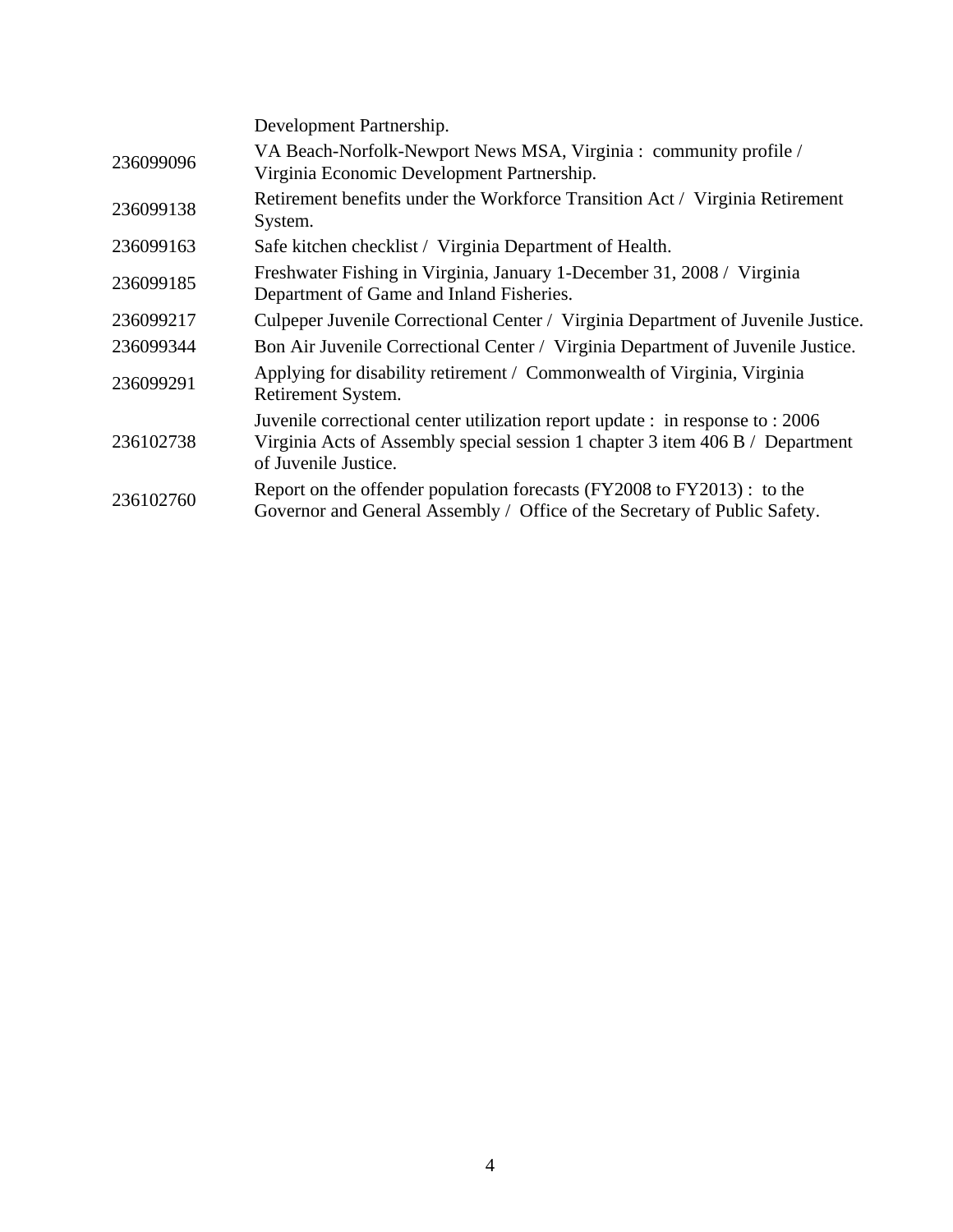| | |
|---|---|
| | Development Partnership. |
| 236099096 | VA Beach-Norfolk-Newport News MSA, Virginia : community profile / Virginia Economic Development Partnership. |
| 236099138 | Retirement benefits under the Workforce Transition Act / Virginia Retirement System. |
| 236099163 | Safe kitchen checklist / Virginia Department of Health. |
| 236099185 | Freshwater Fishing in Virginia, January 1-December 31, 2008 / Virginia Department of Game and Inland Fisheries. |
| 236099217 | Culpeper Juvenile Correctional Center / Virginia Department of Juvenile Justice. |
| 236099344 | Bon Air Juvenile Correctional Center / Virginia Department of Juvenile Justice. |
| 236099291 | Applying for disability retirement / Commonwealth of Virginia, Virginia Retirement System. |
| 236102738 | Juvenile correctional center utilization report update : in response to : 2006 Virginia Acts of Assembly special session 1 chapter 3 item 406 B / Department of Juvenile Justice. |
| 236102760 | Report on the offender population forecasts (FY2008 to FY2013) : to the Governor and General Assembly / Office of the Secretary of Public Safety. |